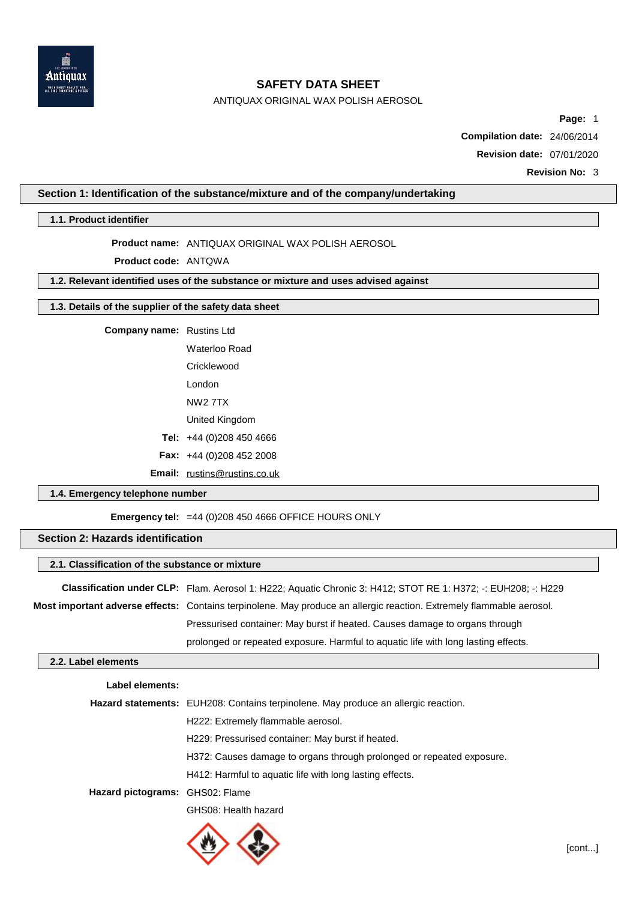# SAFETY DATA SHEET

ANTIQUAX ORIGINAL WAX POLISH AEROSOL

**Page:** 1

**Compilation date:** 24/06/2014

**Revision date:** 07/01/2020

**Revision No:** 3

## Section 1: Identification of the substance/mixture and of the company/undertaking

### 1.1. Product identifier

**Product name:** ANTIQUAX ORIGINAL WAX POLISH AEROSOL

**Product code:** ANTQWA

### 1.2. Relevant identified uses of the substance or mixture and uses advised against

### 1.3. Details of the supplier of the safety data sheet

**Company name:** Rustins Ltd

Waterloo Road

Cricklewood

London

NW2 7TX

United Kingdom

**Tel:** +44 (0)208 450 4666

**Fax:** +44 (0)208 452 2008

**Email:** rustins@rustins.co.uk

### 1.4. Emergency telephone number

**Emergency tel:** =44 (0)208 450 4666 OFFICE HOURS ONLY

## Section 2: Hazards identification

### 2.1. Classification of the substance or mixture

**Classification under CLP:** Flam. Aerosol 1: H222; Aquatic Chronic 3: H412; STOT RE 1: H372; -: EUH208; -: H229

**Most important adverse effects:** Contains terpinolene. May produce an allergic reaction. Extremely flammable aerosol. Pressurised container: May burst if heated. Causes damage to organs through prolonged or repeated exposure. Harmful to aquatic life with long lasting effects.

### 2.2. Label elements

**Label elements:**

**Hazard statements:** EUH208: Contains terpinolene. May produce an allergic reaction.

H222: Extremely flammable aerosol.

H229: Pressurised container: May burst if heated.

H372: Causes damage to organs through prolonged or repeated exposure.

H412: Harmful to aquatic life with long lasting effects.

**Hazard pictograms:** GHS02: Flame

GHS08: Health hazard

[cont...]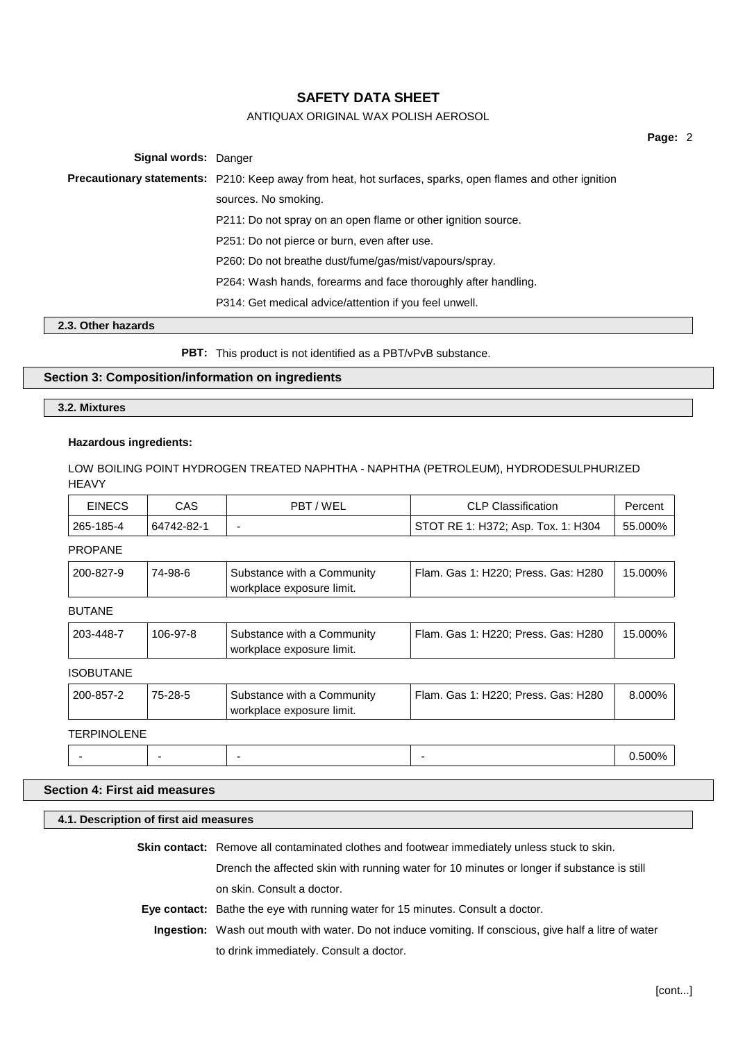**Signal words:** Danger

**Precautionary statements:** P210: Keep away from heat, hot surfaces, sparks, open flames and other ignition sources. No smoking.

P211: Do not spray on an open flame or other ignition source.

P251: Do not pierce or burn, even after use.

P260: Do not breathe dust/fume/gas/mist/vapours/spray.

P264: Wash hands, forearms and face thoroughly after handling.

P314: Get medical advice/attention if you feel unwell.

### 2.3. Other hazards

**PBT:** This product is not identified as a PBT/vPvB substance.

## Section 3: Composition/information on ingredients

### 3.2. Mixtures

**Hazardous ingredients:**

LOW BOILING POINT HYDROGEN TREATED NAPHTHA - NAPHTHA (PETROLEUM), HYDRODESULPHURIZED HEAVY

| EINECS | CAS | PBT / WEL | CLP Classification | Percent |
|---|---|---|---|---|
| 265-185-4 | 64742-82-1 | - | STOT RE 1: H372; Asp. Tox. 1: H304 | 55.000% |

PROPANE

| EINECS | CAS | PBT / WEL | CLP Classification | Percent |
|---|---|---|---|---|
| 200-827-9 | 74-98-6 | Substance with a Community workplace exposure limit. | Flam. Gas 1: H220; Press. Gas: H280 | 15.000% |

BUTANE

| EINECS | CAS | PBT / WEL | CLP Classification | Percent |
|---|---|---|---|---|
| 203-448-7 | 106-97-8 | Substance with a Community workplace exposure limit. | Flam. Gas 1: H220; Press. Gas: H280 | 15.000% |

ISOBUTANE

| EINECS | CAS | PBT / WEL | CLP Classification | Percent |
|---|---|---|---|---|
| 200-857-2 | 75-28-5 | Substance with a Community workplace exposure limit. | Flam. Gas 1: H220; Press. Gas: H280 | 8.000% |

TERPINOLENE

| EINECS | CAS | PBT / WEL | CLP Classification | Percent |
|---|---|---|---|---|
| - | - | - | - | 0.500% |

## Section 4: First aid measures

### 4.1. Description of first aid measures

**Skin contact:** Remove all contaminated clothes and footwear immediately unless stuck to skin. Drench the affected skin with running water for 10 minutes or longer if substance is still on skin. Consult a doctor.

**Eye contact:** Bathe the eye with running water for 15 minutes. Consult a doctor.

**Ingestion:** Wash out mouth with water. Do not induce vomiting. If conscious, give half a litre of water to drink immediately. Consult a doctor.

[cont...]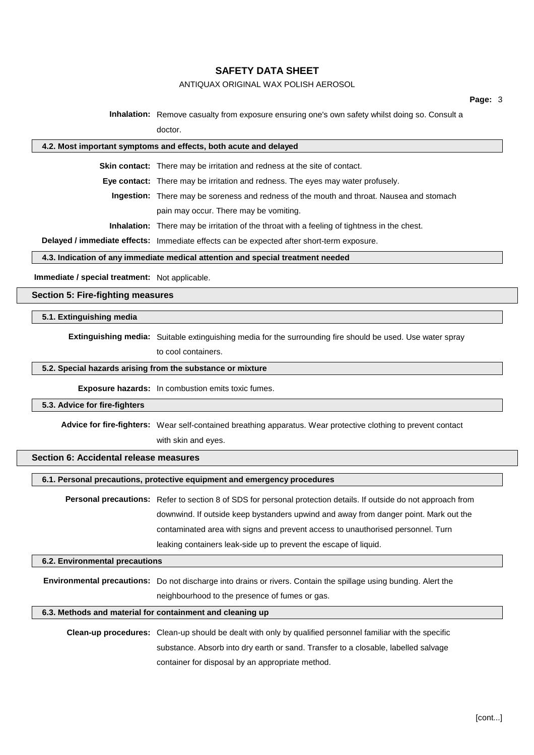**Inhalation:** Remove casualty from exposure ensuring one's own safety whilst doing so. Consult a doctor.

### 4.2. Most important symptoms and effects, both acute and delayed

**Skin contact:** There may be irritation and redness at the site of contact.

**Eye contact:** There may be irritation and redness. The eyes may water profusely.

**Ingestion:** There may be soreness and redness of the mouth and throat. Nausea and stomach pain may occur. There may be vomiting.

**Inhalation:** There may be irritation of the throat with a feeling of tightness in the chest.

**Delayed / immediate effects:** Immediate effects can be expected after short-term exposure.

### 4.3. Indication of any immediate medical attention and special treatment needed

**Immediate / special treatment:** Not applicable.

## Section 5: Fire-fighting measures

### 5.1. Extinguishing media

**Extinguishing media:** Suitable extinguishing media for the surrounding fire should be used. Use water spray to cool containers.

### 5.2. Special hazards arising from the substance or mixture

**Exposure hazards:** In combustion emits toxic fumes.

### 5.3. Advice for fire-fighters

**Advice for fire-fighters:** Wear self-contained breathing apparatus. Wear protective clothing to prevent contact with skin and eyes.

## Section 6: Accidental release measures

### 6.1. Personal precautions, protective equipment and emergency procedures

**Personal precautions:** Refer to section 8 of SDS for personal protection details. If outside do not approach from downwind. If outside keep bystanders upwind and away from danger point. Mark out the contaminated area with signs and prevent access to unauthorised personnel. Turn leaking containers leak-side up to prevent the escape of liquid.

### 6.2. Environmental precautions

**Environmental precautions:** Do not discharge into drains or rivers. Contain the spillage using bunding. Alert the neighbourhood to the presence of fumes or gas.

### 6.3. Methods and material for containment and cleaning up

**Clean-up procedures:** Clean-up should be dealt with only by qualified personnel familiar with the specific substance. Absorb into dry earth or sand. Transfer to a closable, labelled salvage container for disposal by an appropriate method.

[cont...]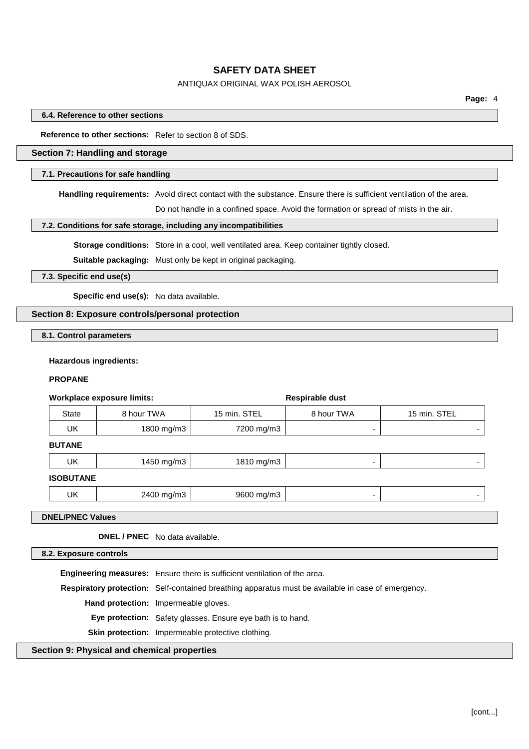### 6.4. Reference to other sections

**Reference to other sections:** Refer to section 8 of SDS.

## Section 7: Handling and storage

### 7.1. Precautions for safe handling

**Handling requirements:** Avoid direct contact with the substance. Ensure there is sufficient ventilation of the area. Do not handle in a confined space. Avoid the formation or spread of mists in the air.

### 7.2. Conditions for safe storage, including any incompatibilities

**Storage conditions:** Store in a cool, well ventilated area. Keep container tightly closed.

**Suitable packaging:** Must only be kept in original packaging.

### 7.3. Specific end use(s)

**Specific end use(s):** No data available.

## Section 8: Exposure controls/personal protection

### 8.1. Control parameters

**Hazardous ingredients:**

**PROPANE**

| Workplace exposure limits: | | | Respirable dust | |
|---|---|---|---|---|
| State | 8 hour TWA | 15 min. STEL | 8 hour TWA | 15 min. STEL |
| UK | 1800 mg/m3 | 7200 mg/m3 | - | - |

**BUTANE**

| State | 8 hour TWA | 15 min. STEL | 8 hour TWA | 15 min. STEL |
|---|---|---|---|---|
| UK | 1450 mg/m3 | 1810 mg/m3 | - | - |

**ISOBUTANE**

| State | 8 hour TWA | 15 min. STEL | 8 hour TWA | 15 min. STEL |
|---|---|---|---|---|
| UK | 2400 mg/m3 | 9600 mg/m3 | - | - |

### DNEL/PNEC Values

**DNEL / PNEC** No data available.

### 8.2. Exposure controls

**Engineering measures:** Ensure there is sufficient ventilation of the area.

**Respiratory protection:** Self-contained breathing apparatus must be available in case of emergency.

**Hand protection:** Impermeable gloves.

**Eye protection:** Safety glasses. Ensure eye bath is to hand.

**Skin protection:** Impermeable protective clothing.

## Section 9: Physical and chemical properties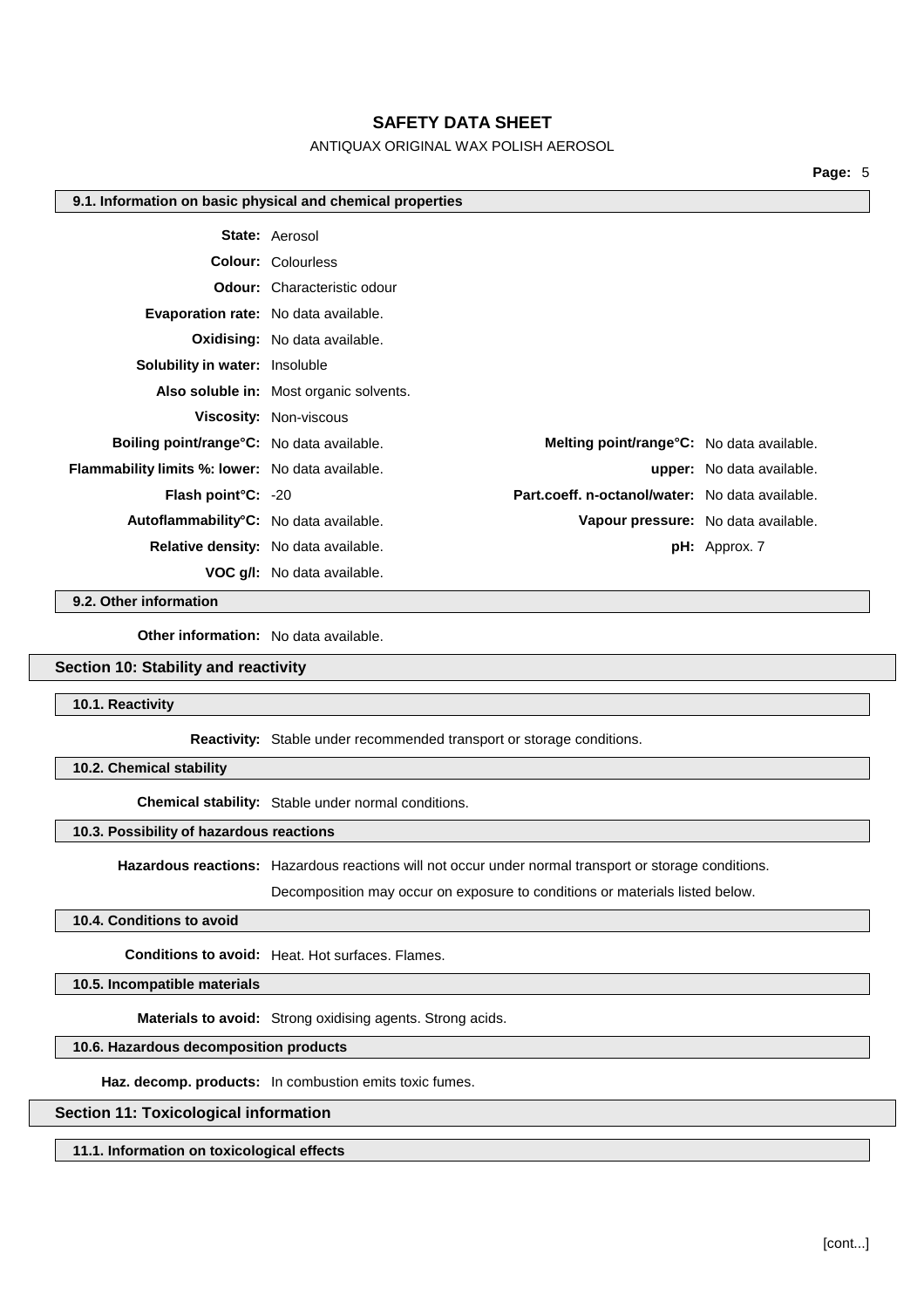### 9.1. Information on basic physical and chemical properties

**State:** Aerosol

**Colour:** Colourless

**Odour:** Characteristic odour

**Evaporation rate:** No data available.

**Oxidising:** No data available.

**Solubility in water:** Insoluble

**Also soluble in:** Most organic solvents.

**Viscosity:** Non-viscous

| | | | |
|---|---|---|---|
| **Boiling point/range°C:** | No data available. | **Melting point/range°C:** | No data available. |
| **Flammability limits %: lower:** | No data available. | **upper:** | No data available. |
| **Flash point°C:** | -20 | **Part.coeff. n-octanol/water:** | No data available. |
| **Autoflammability°C:** | No data available. | **Vapour pressure:** | No data available. |
| **Relative density:** | No data available. | **pH:** | Approx. 7 |
| **VOC g/l:** | No data available. | | |

### 9.2. Other information

**Other information:** No data available.

## Section 10: Stability and reactivity

### 10.1. Reactivity

**Reactivity:** Stable under recommended transport or storage conditions.

### 10.2. Chemical stability

**Chemical stability:** Stable under normal conditions.

### 10.3. Possibility of hazardous reactions

**Hazardous reactions:** Hazardous reactions will not occur under normal transport or storage conditions.

Decomposition may occur on exposure to conditions or materials listed below.

### 10.4. Conditions to avoid

**Conditions to avoid:** Heat. Hot surfaces. Flames.

### 10.5. Incompatible materials

**Materials to avoid:** Strong oxidising agents. Strong acids.

### 10.6. Hazardous decomposition products

**Haz. decomp. products:** In combustion emits toxic fumes.

## Section 11: Toxicological information

### 11.1. Information on toxicological effects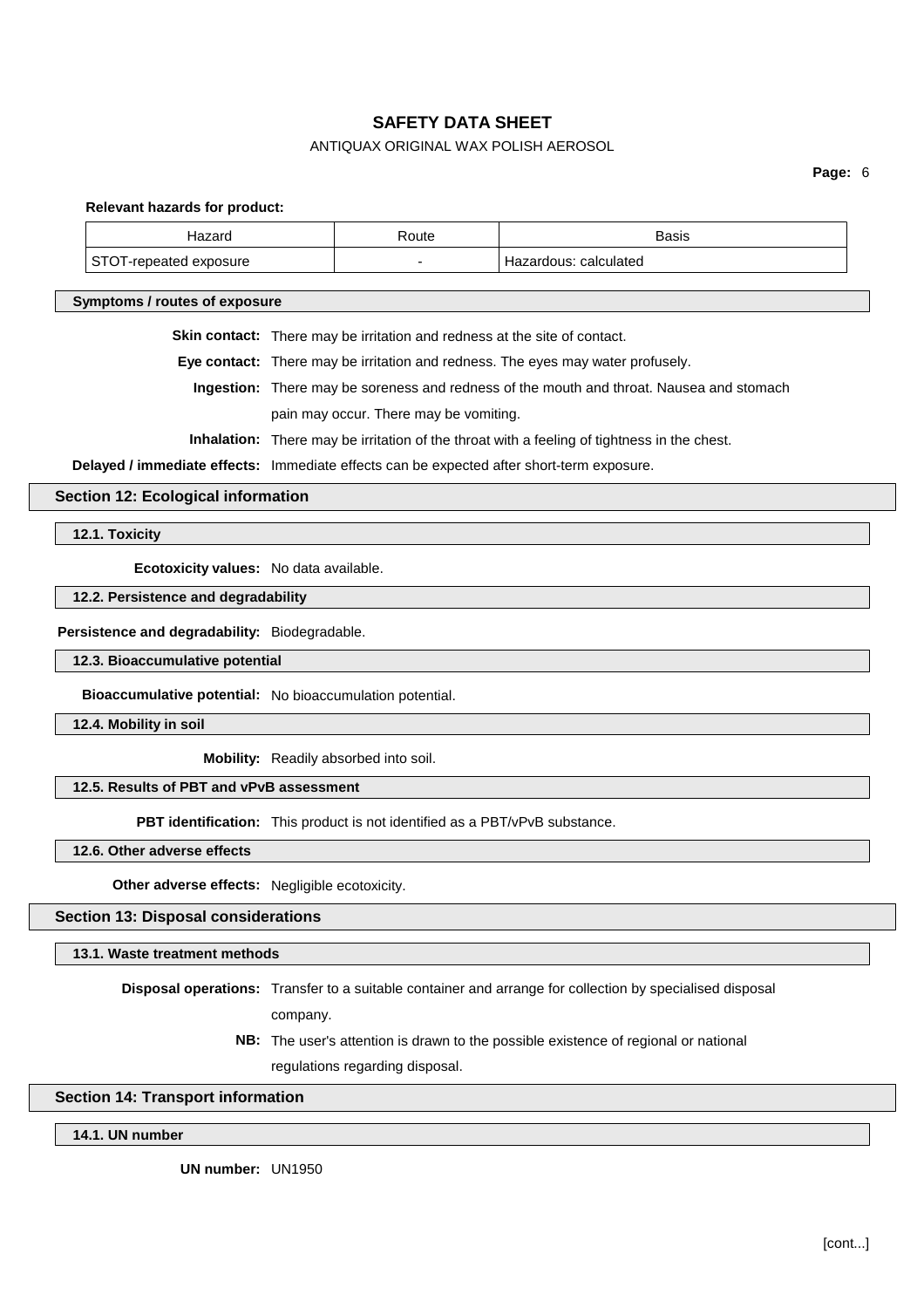**Relevant hazards for product:**

| Hazard | Route | Basis |
| --- | --- | --- |
| STOT-repeated exposure | - | Hazardous: calculated |

#### Symptoms / routes of exposure

**Skin contact:** There may be irritation and redness at the site of contact.

**Eye contact:** There may be irritation and redness. The eyes may water profusely.

**Ingestion:** There may be soreness and redness of the mouth and throat. Nausea and stomach pain may occur. There may be vomiting.

**Inhalation:** There may be irritation of the throat with a feeling of tightness in the chest.

**Delayed / immediate effects:** Immediate effects can be expected after short-term exposure.

## Section 12: Ecological information

#### 12.1. Toxicity

**Ecotoxicity values:** No data available.

#### 12.2. Persistence and degradability

**Persistence and degradability:** Biodegradable.

#### 12.3. Bioaccumulative potential

**Bioaccumulative potential:** No bioaccumulation potential.

#### 12.4. Mobility in soil

**Mobility:** Readily absorbed into soil.

#### 12.5. Results of PBT and vPvB assessment

**PBT identification:** This product is not identified as a PBT/vPvB substance.

#### 12.6. Other adverse effects

**Other adverse effects:** Negligible ecotoxicity.

## Section 13: Disposal considerations

#### 13.1. Waste treatment methods

**Disposal operations:** Transfer to a suitable container and arrange for collection by specialised disposal company.

**NB:** The user's attention is drawn to the possible existence of regional or national regulations regarding disposal.

## Section 14: Transport information

#### 14.1. UN number

**UN number:** UN1950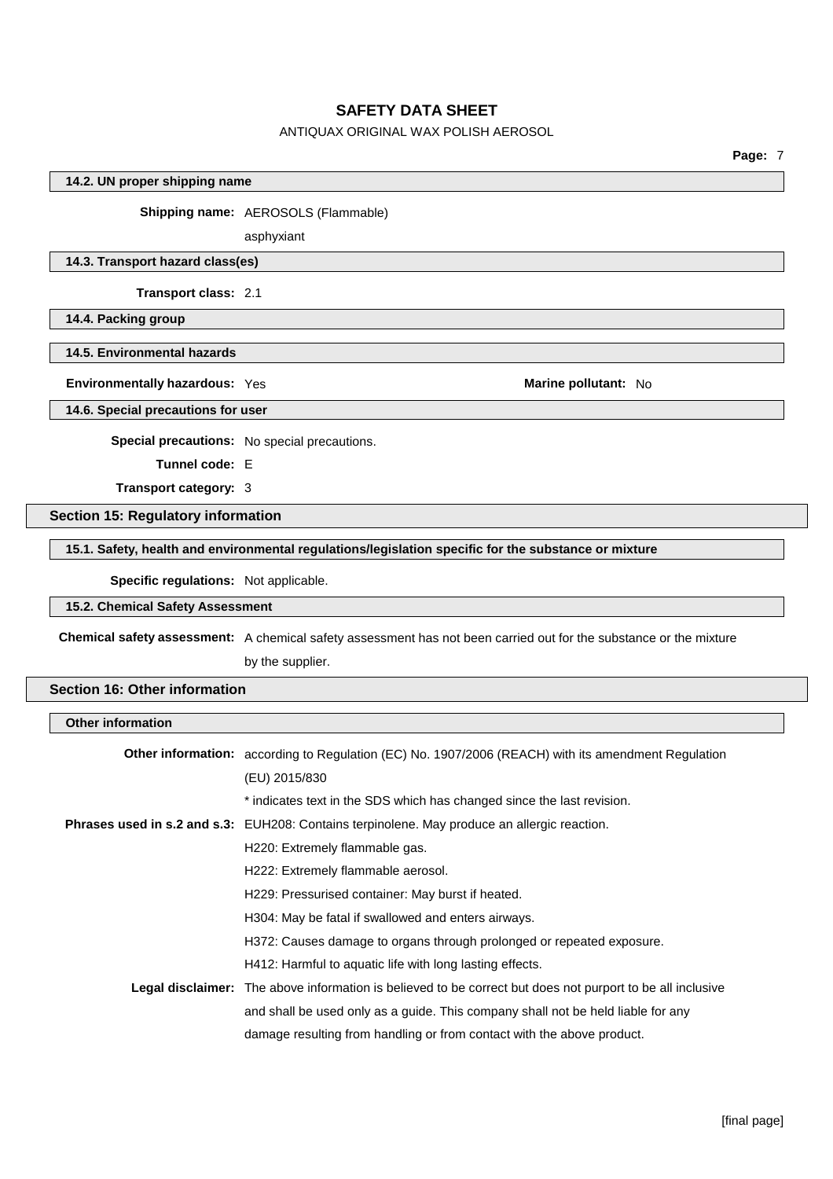### 14.2. UN proper shipping name

**Shipping name:** AEROSOLS (Flammable)

asphyxiant

### 14.3. Transport hazard class(es)

**Transport class:** 2.1

### 14.4. Packing group

### 14.5. Environmental hazards

**Environmentally hazardous:** Yes **Marine pollutant:** No

### 14.6. Special precautions for user

**Special precautions:** No special precautions.

**Tunnel code:** E

**Transport category:** 3

## Section 15: Regulatory information

### 15.1. Safety, health and environmental regulations/legislation specific for the substance or mixture

**Specific regulations:** Not applicable.

### 15.2. Chemical Safety Assessment

**Chemical safety assessment:** A chemical safety assessment has not been carried out for the substance or the mixture by the supplier.

## Section 16: Other information

### Other information

**Other information:** according to Regulation (EC) No. 1907/2006 (REACH) with its amendment Regulation (EU) 2015/830

* indicates text in the SDS which has changed since the last revision.

**Phrases used in s.2 and s.3:** EUH208: Contains terpinolene. May produce an allergic reaction.

H220: Extremely flammable gas.

H222: Extremely flammable aerosol.

H229: Pressurised container: May burst if heated.

H304: May be fatal if swallowed and enters airways.

H372: Causes damage to organs through prolonged or repeated exposure.

H412: Harmful to aquatic life with long lasting effects.

**Legal disclaimer:** The above information is believed to be correct but does not purport to be all inclusive and shall be used only as a guide. This company shall not be held liable for any damage resulting from handling or from contact with the above product.

[final page]